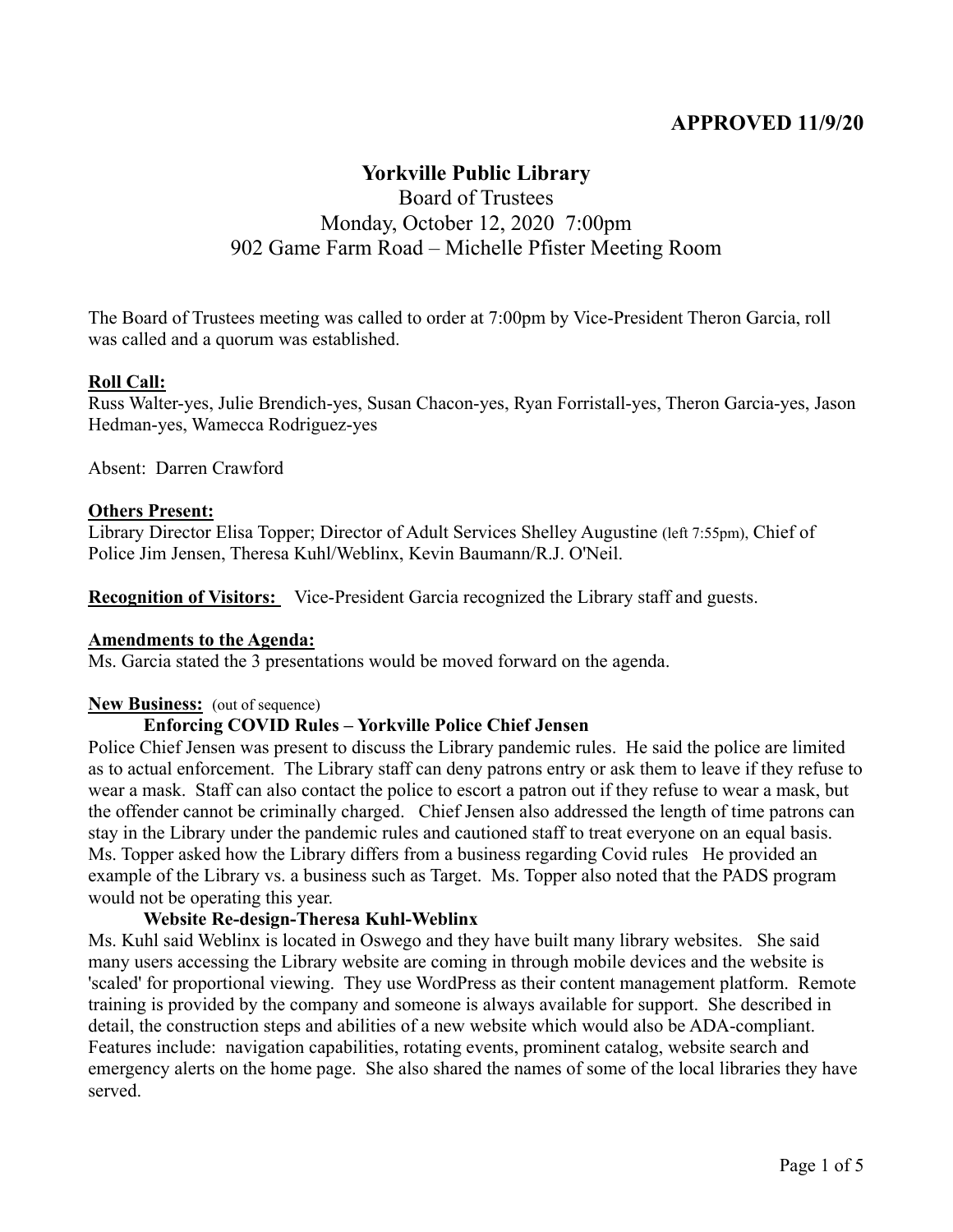**APPROVED 11/9/20**

# Yorkville Public Library

Board of Trustees
Monday, October 12, 2020 7:00pm
902 Game Farm Road – Michelle Pfister Meeting Room

The Board of Trustees meeting was called to order at 7:00pm by Vice-President Theron Garcia, roll was called and a quorum was established.

**Roll Call:**
Russ Walter-yes, Julie Brendich-yes, Susan Chacon-yes, Ryan Forristall-yes, Theron Garcia-yes, Jason Hedman-yes, Wamecca Rodriguez-yes

Absent: Darren Crawford

**Others Present:**
Library Director Elisa Topper; Director of Adult Services Shelley Augustine (left 7:55pm), Chief of Police Jim Jensen, Theresa Kuhl/Weblinx, Kevin Baumann/R.J. O'Neil.

**Recognition of Visitors:** Vice-President Garcia recognized the Library staff and guests.

**Amendments to the Agenda:**
Ms. Garcia stated the 3 presentations would be moved forward on the agenda.

**New Business:** (out of sequence)

**Enforcing COVID Rules – Yorkville Police Chief Jensen**

Police Chief Jensen was present to discuss the Library pandemic rules. He said the police are limited as to actual enforcement. The Library staff can deny patrons entry or ask them to leave if they refuse to wear a mask. Staff can also contact the police to escort a patron out if they refuse to wear a mask, but the offender cannot be criminally charged. Chief Jensen also addressed the length of time patrons can stay in the Library under the pandemic rules and cautioned staff to treat everyone on an equal basis. Ms. Topper asked how the Library differs from a business regarding Covid rules He provided an example of the Library vs. a business such as Target. Ms. Topper also noted that the PADS program would not be operating this year.

**Website Re-design-Theresa Kuhl-Weblinx**

Ms. Kuhl said Weblinx is located in Oswego and they have built many library websites. She said many users accessing the Library website are coming in through mobile devices and the website is 'scaled' for proportional viewing. They use WordPress as their content management platform. Remote training is provided by the company and someone is always available for support. She described in detail, the construction steps and abilities of a new website which would also be ADA-compliant. Features include: navigation capabilities, rotating events, prominent catalog, website search and emergency alerts on the home page. She also shared the names of some of the local libraries they have served.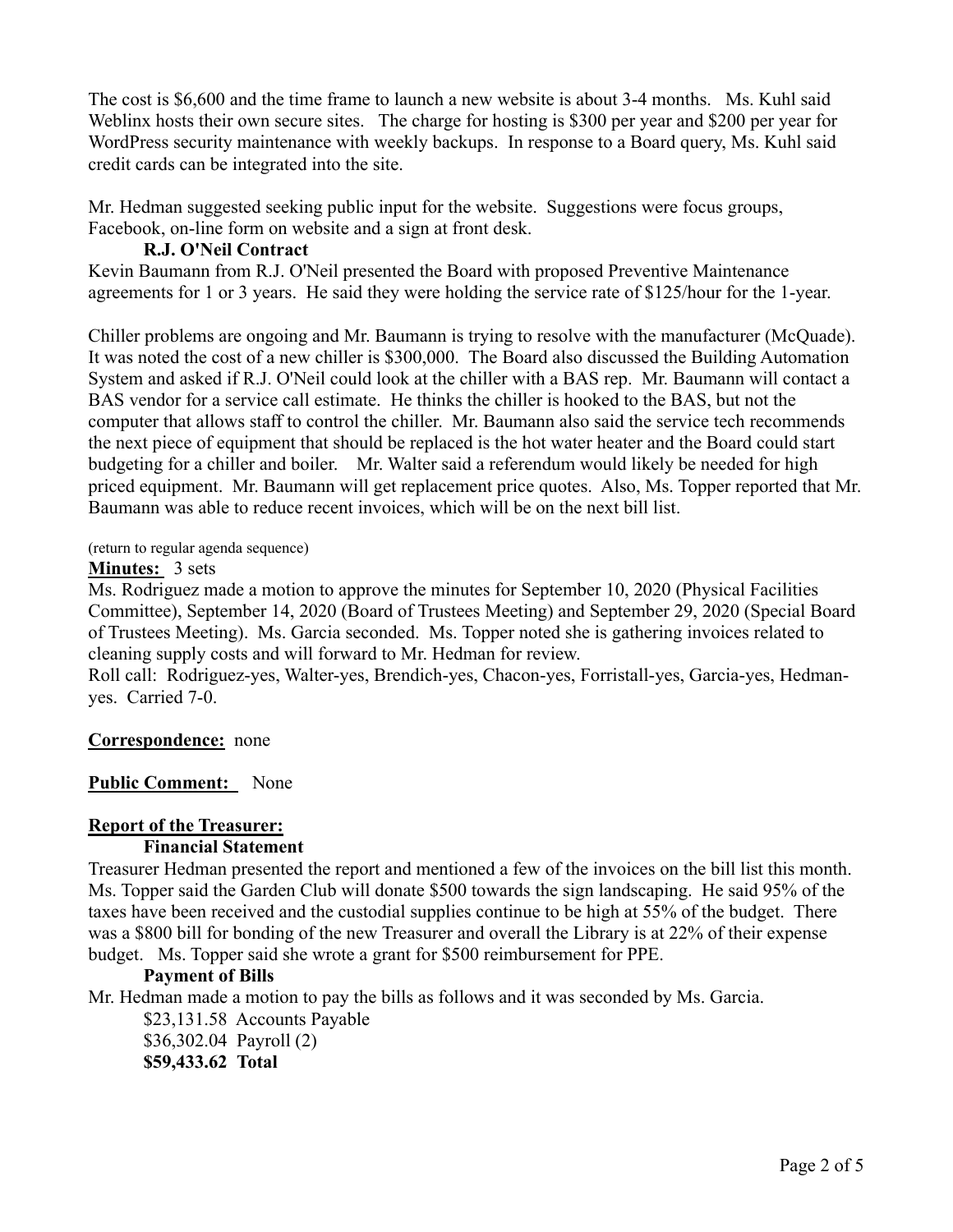The cost is $6,600 and the time frame to launch a new website is about 3-4 months. Ms. Kuhl said Weblinx hosts their own secure sites. The charge for hosting is $300 per year and $200 per year for WordPress security maintenance with weekly backups. In response to a Board query, Ms. Kuhl said credit cards can be integrated into the site.

Mr. Hedman suggested seeking public input for the website. Suggestions were focus groups, Facebook, on-line form on website and a sign at front desk.

**R.J. O'Neil Contract**

Kevin Baumann from R.J. O'Neil presented the Board with proposed Preventive Maintenance agreements for 1 or 3 years. He said they were holding the service rate of $125/hour for the 1-year.

Chiller problems are ongoing and Mr. Baumann is trying to resolve with the manufacturer (McQuade). It was noted the cost of a new chiller is $300,000. The Board also discussed the Building Automation System and asked if R.J. O'Neil could look at the chiller with a BAS rep. Mr. Baumann will contact a BAS vendor for a service call estimate. He thinks the chiller is hooked to the BAS, but not the computer that allows staff to control the chiller. Mr. Baumann also said the service tech recommends the next piece of equipment that should be replaced is the hot water heater and the Board could start budgeting for a chiller and boiler. Mr. Walter said a referendum would likely be needed for high priced equipment. Mr. Baumann will get replacement price quotes. Also, Ms. Topper reported that Mr. Baumann was able to reduce recent invoices, which will be on the next bill list.

(return to regular agenda sequence)

**Minutes:** 3 sets

Ms. Rodriguez made a motion to approve the minutes for September 10, 2020 (Physical Facilities Committee), September 14, 2020 (Board of Trustees Meeting) and September 29, 2020 (Special Board of Trustees Meeting). Ms. Garcia seconded. Ms. Topper noted she is gathering invoices related to cleaning supply costs and will forward to Mr. Hedman for review.

Roll call: Rodriguez-yes, Walter-yes, Brendich-yes, Chacon-yes, Forristall-yes, Garcia-yes, Hedman-yes. Carried 7-0.

**Correspondence:** none

**Public Comment:** None

**Report of the Treasurer:**

**Financial Statement**

Treasurer Hedman presented the report and mentioned a few of the invoices on the bill list this month. Ms. Topper said the Garden Club will donate $500 towards the sign landscaping. He said 95% of the taxes have been received and the custodial supplies continue to be high at 55% of the budget. There was a $800 bill for bonding of the new Treasurer and overall the Library is at 22% of their expense budget. Ms. Topper said she wrote a grant for $500 reimbursement for PPE.

**Payment of Bills**

Mr. Hedman made a motion to pay the bills as follows and it was seconded by Ms. Garcia.

$23,131.58 Accounts Payable
$36,302.04 Payroll (2)
**$59,433.62 Total**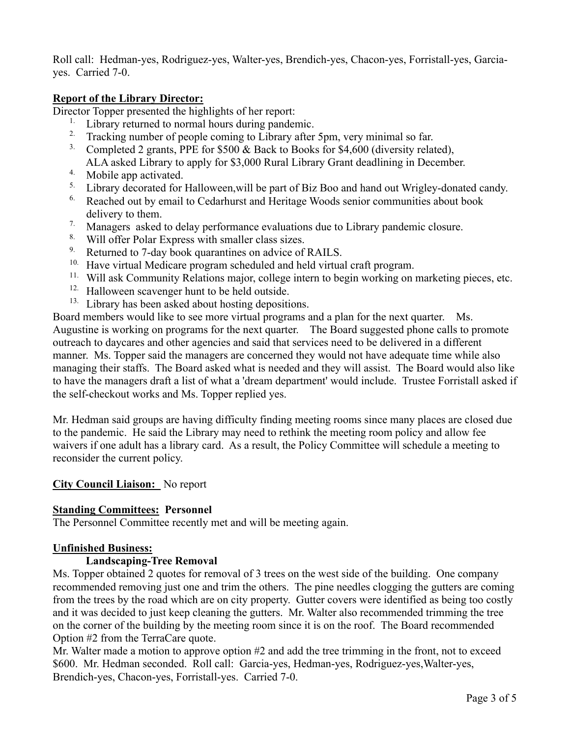Roll call: Hedman-yes, Rodriguez-yes, Walter-yes, Brendich-yes, Chacon-yes, Forristall-yes, Garcia-yes. Carried 7-0.

**Report of the Library Director:**

Director Topper presented the highlights of her report:

1. Library returned to normal hours during pandemic.
2. Tracking number of people coming to Library after 5pm, very minimal so far.
3. Completed 2 grants, PPE for $500 & Back to Books for $4,600 (diversity related), ALA asked Library to apply for $3,000 Rural Library Grant deadlining in December.
4. Mobile app activated.
5. Library decorated for Halloween,will be part of Biz Boo and hand out Wrigley-donated candy.
6. Reached out by email to Cedarhurst and Heritage Woods senior communities about book delivery to them.
7. Managers asked to delay performance evaluations due to Library pandemic closure.
8. Will offer Polar Express with smaller class sizes.
9. Returned to 7-day book quarantines on advice of RAILS.
10. Have virtual Medicare program scheduled and held virtual craft program.
11. Will ask Community Relations major, college intern to begin working on marketing pieces, etc.
12. Halloween scavenger hunt to be held outside.
13. Library has been asked about hosting depositions.

Board members would like to see more virtual programs and a plan for the next quarter. Ms. Augustine is working on programs for the next quarter. The Board suggested phone calls to promote outreach to daycares and other agencies and said that services need to be delivered in a different manner. Ms. Topper said the managers are concerned they would not have adequate time while also managing their staffs. The Board asked what is needed and they will assist. The Board would also like to have the managers draft a list of what a 'dream department' would include. Trustee Forristall asked if the self-checkout works and Ms. Topper replied yes.

Mr. Hedman said groups are having difficulty finding meeting rooms since many places are closed due to the pandemic. He said the Library may need to rethink the meeting room policy and allow fee waivers if one adult has a library card. As a result, the Policy Committee will schedule a meeting to reconsider the current policy.

**City Council Liaison:** No report

**Standing Committees: Personnel**

The Personnel Committee recently met and will be meeting again.

**Unfinished Business:**

**Landscaping-Tree Removal**

Ms. Topper obtained 2 quotes for removal of 3 trees on the west side of the building. One company recommended removing just one and trim the others. The pine needles clogging the gutters are coming from the trees by the road which are on city property. Gutter covers were identified as being too costly and it was decided to just keep cleaning the gutters. Mr. Walter also recommended trimming the tree on the corner of the building by the meeting room since it is on the roof. The Board recommended Option #2 from the TerraCare quote.

Mr. Walter made a motion to approve option #2 and add the tree trimming in the front, not to exceed $600. Mr. Hedman seconded. Roll call: Garcia-yes, Hedman-yes, Rodriguez-yes,Walter-yes, Brendich-yes, Chacon-yes, Forristall-yes. Carried 7-0.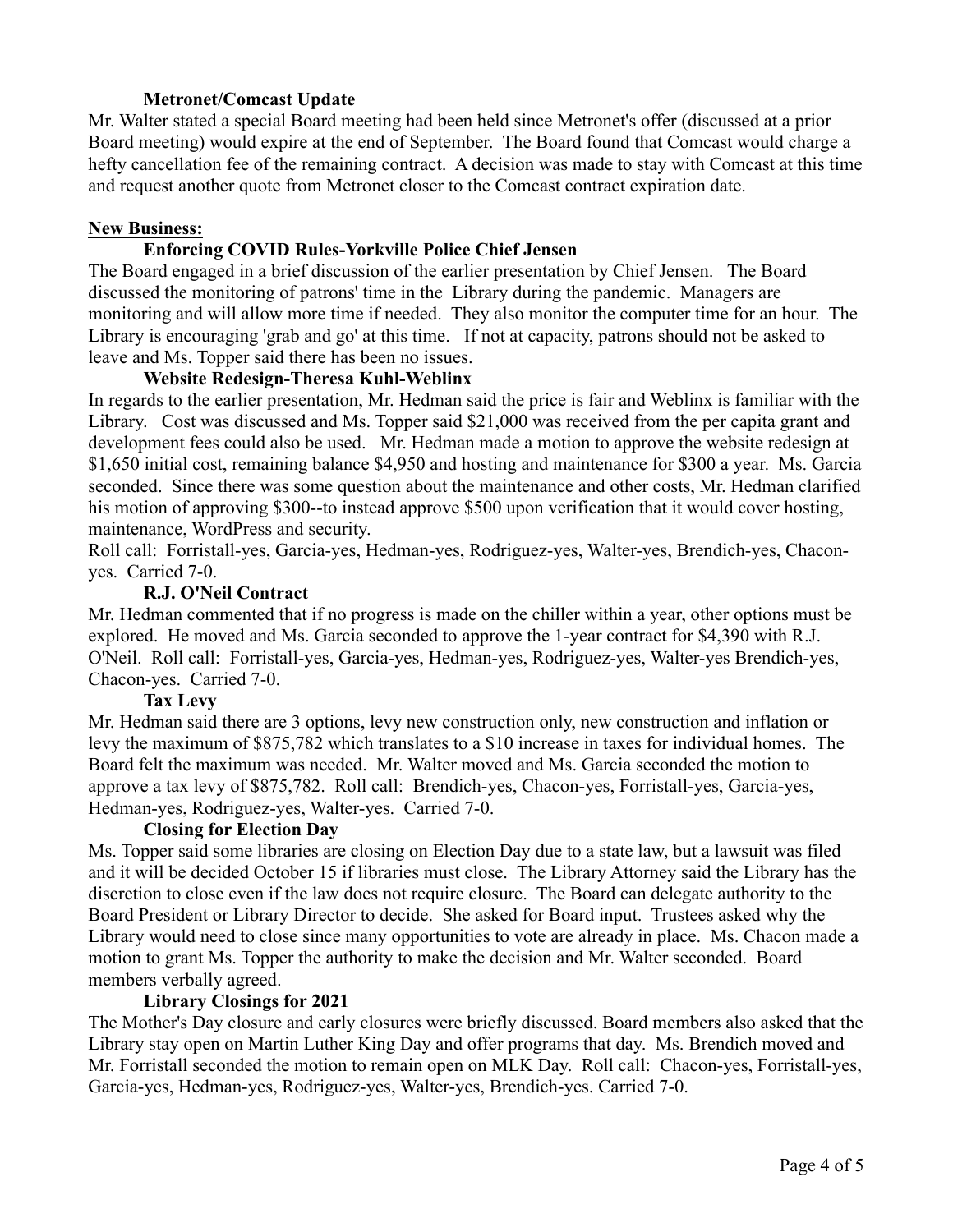**Metronet/Comcast Update**

Mr. Walter stated a special Board meeting had been held since Metronet's offer (discussed at a prior Board meeting) would expire at the end of September. The Board found that Comcast would charge a hefty cancellation fee of the remaining contract. A decision was made to stay with Comcast at this time and request another quote from Metronet closer to the Comcast contract expiration date.

**New Business:**

**Enforcing COVID Rules-Yorkville Police Chief Jensen**

The Board engaged in a brief discussion of the earlier presentation by Chief Jensen. The Board discussed the monitoring of patrons' time in the Library during the pandemic. Managers are monitoring and will allow more time if needed. They also monitor the computer time for an hour. The Library is encouraging 'grab and go' at this time. If not at capacity, patrons should not be asked to leave and Ms. Topper said there has been no issues.

**Website Redesign-Theresa Kuhl-Weblinx**

In regards to the earlier presentation, Mr. Hedman said the price is fair and Weblinx is familiar with the Library. Cost was discussed and Ms. Topper said $21,000 was received from the per capita grant and development fees could also be used. Mr. Hedman made a motion to approve the website redesign at $1,650 initial cost, remaining balance $4,950 and hosting and maintenance for $300 a year. Ms. Garcia seconded. Since there was some question about the maintenance and other costs, Mr. Hedman clarified his motion of approving $300--to instead approve $500 upon verification that it would cover hosting, maintenance, WordPress and security.

Roll call: Forristall-yes, Garcia-yes, Hedman-yes, Rodriguez-yes, Walter-yes, Brendich-yes, Chacon-yes. Carried 7-0.

**R.J. O'Neil Contract**

Mr. Hedman commented that if no progress is made on the chiller within a year, other options must be explored. He moved and Ms. Garcia seconded to approve the 1-year contract for $4,390 with R.J. O'Neil. Roll call: Forristall-yes, Garcia-yes, Hedman-yes, Rodriguez-yes, Walter-yes Brendich-yes, Chacon-yes. Carried 7-0.

**Tax Levy**

Mr. Hedman said there are 3 options, levy new construction only, new construction and inflation or levy the maximum of $875,782 which translates to a $10 increase in taxes for individual homes. The Board felt the maximum was needed. Mr. Walter moved and Ms. Garcia seconded the motion to approve a tax levy of $875,782. Roll call: Brendich-yes, Chacon-yes, Forristall-yes, Garcia-yes, Hedman-yes, Rodriguez-yes, Walter-yes. Carried 7-0.

**Closing for Election Day**

Ms. Topper said some libraries are closing on Election Day due to a state law, but a lawsuit was filed and it will be decided October 15 if libraries must close. The Library Attorney said the Library has the discretion to close even if the law does not require closure. The Board can delegate authority to the Board President or Library Director to decide. She asked for Board input. Trustees asked why the Library would need to close since many opportunities to vote are already in place. Ms. Chacon made a motion to grant Ms. Topper the authority to make the decision and Mr. Walter seconded. Board members verbally agreed.

**Library Closings for 2021**

The Mother's Day closure and early closures were briefly discussed. Board members also asked that the Library stay open on Martin Luther King Day and offer programs that day. Ms. Brendich moved and Mr. Forristall seconded the motion to remain open on MLK Day. Roll call: Chacon-yes, Forristall-yes, Garcia-yes, Hedman-yes, Rodriguez-yes, Walter-yes, Brendich-yes. Carried 7-0.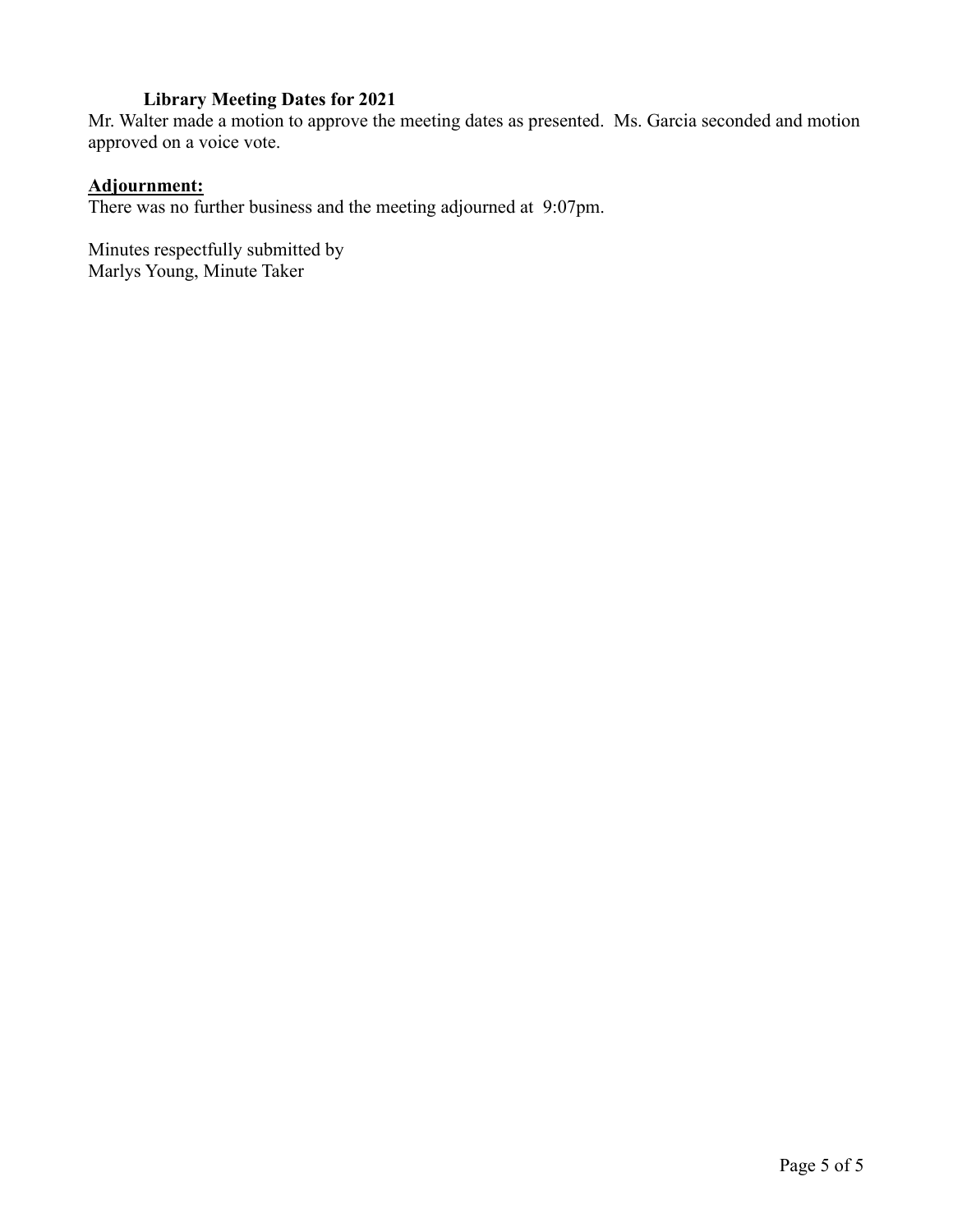**Library Meeting Dates for 2021**

Mr. Walter made a motion to approve the meeting dates as presented. Ms. Garcia seconded and motion approved on a voice vote.

**<u>Adjournment:</u>**

There was no further business and the meeting adjourned at 9:07pm.

Minutes respectfully submitted by
Marlys Young, Minute Taker